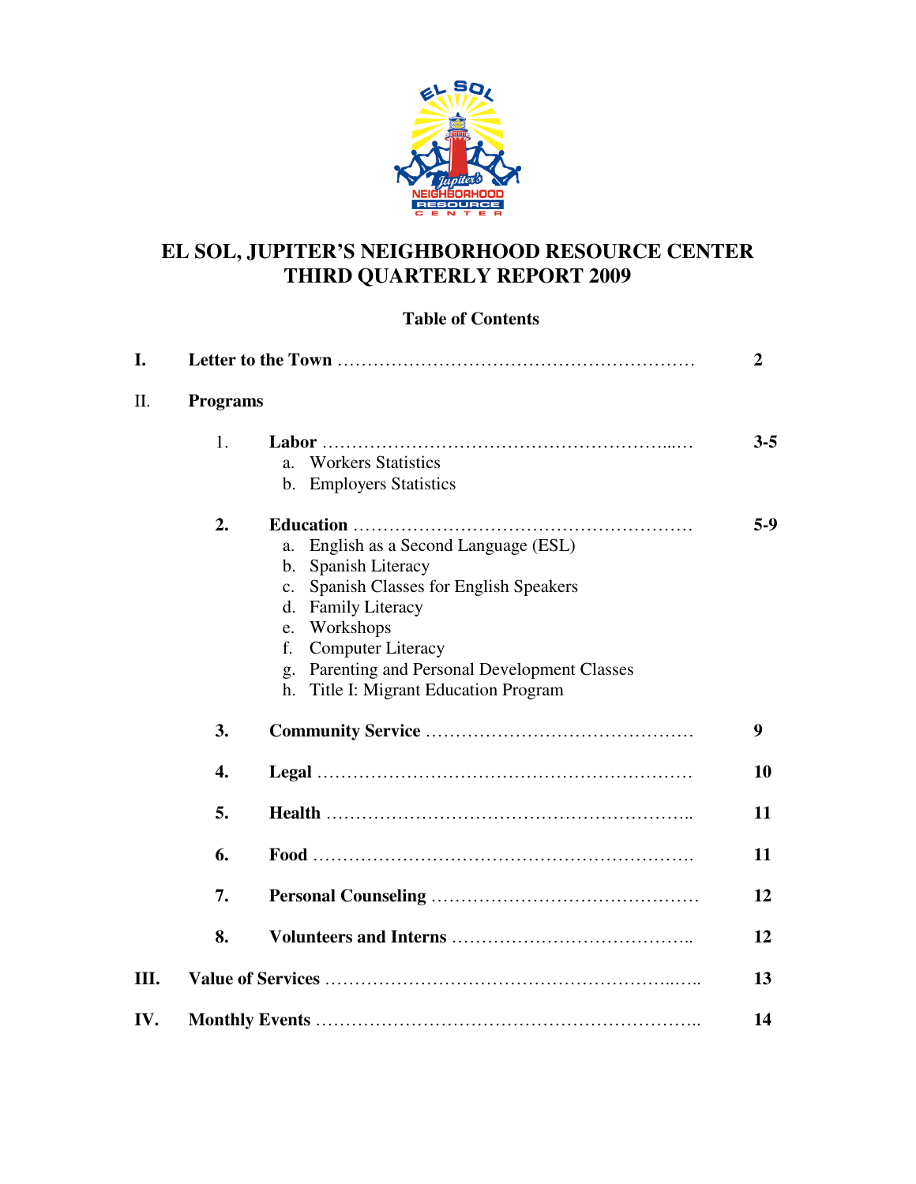# EL SOL, JUPITER'S NEIGHBORHOOD RESOURCE CENTER
# THIRD QUARTERLY REPORT 2009

**Table of Contents**

**I. Letter to the Town** ........................................................ **2**

II. **Programs**

1. **Labor** ........................................................ **3-5**
   a. Workers Statistics
   b. Employers Statistics

2. **Education** ........................................................ **5-9**
   a. English as a Second Language (ESL)
   b. Spanish Literacy
   c. Spanish Classes for English Speakers
   d. Family Literacy
   e. Workshops
   f. Computer Literacy
   g. Parenting and Personal Development Classes
   h. Title I: Migrant Education Program

3. **Community Service** ........................................................ **9**

4. **Legal** ........................................................ **10**

5. **Health** ........................................................ **11**

6. **Food** ........................................................ **11**

7. **Personal Counseling** ........................................................ **12**

8. **Volunteers and Interns** ........................................................ **12**

**III. Value of Services** ........................................................ **13**

**IV. Monthly Events** ........................................................ **14**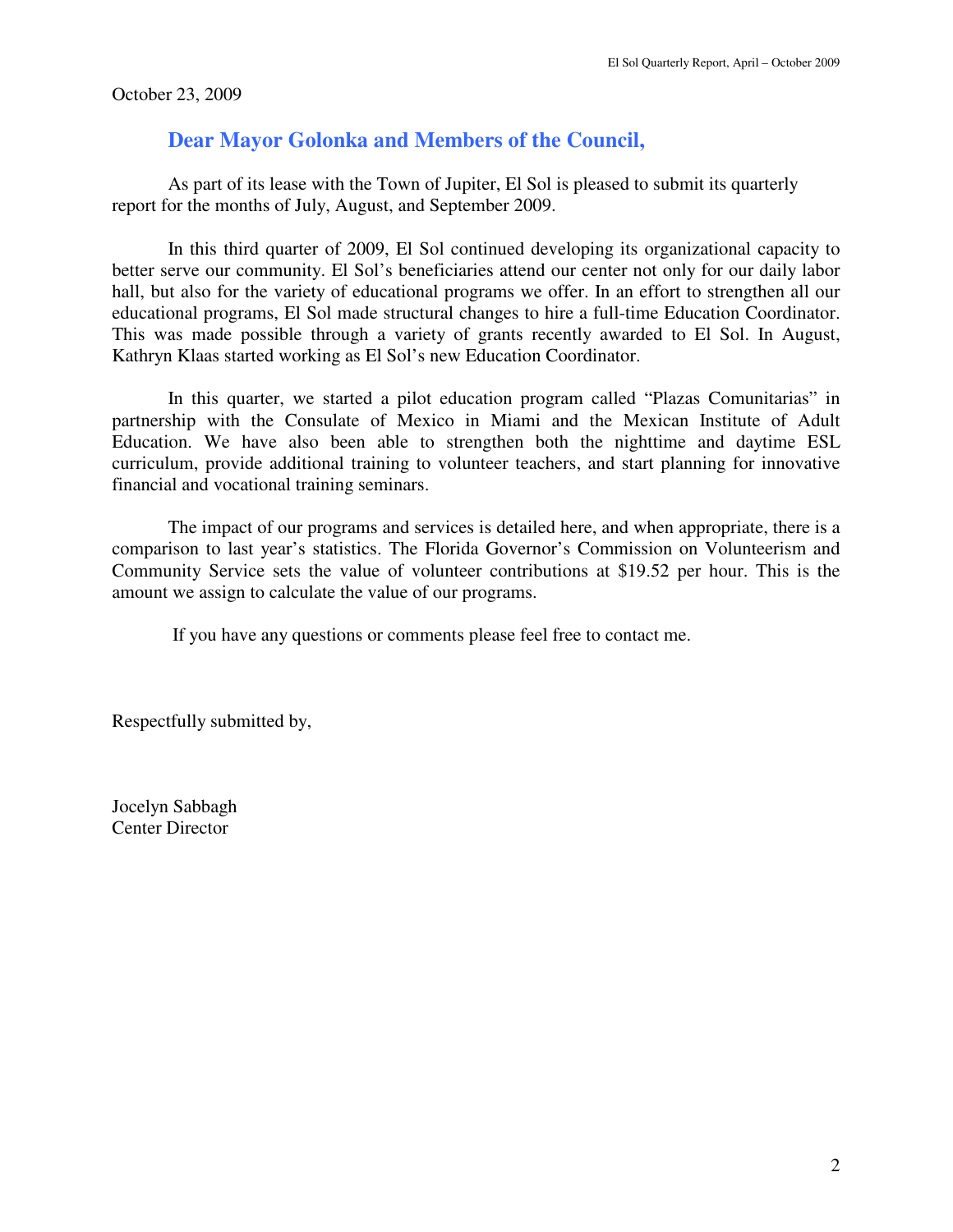October 23, 2009

## Dear Mayor Golonka and Members of the Council,

As part of its lease with the Town of Jupiter, El Sol is pleased to submit its quarterly report for the months of July, August, and September 2009.

In this third quarter of 2009, El Sol continued developing its organizational capacity to better serve our community. El Sol's beneficiaries attend our center not only for our daily labor hall, but also for the variety of educational programs we offer. In an effort to strengthen all our educational programs, El Sol made structural changes to hire a full-time Education Coordinator. This was made possible through a variety of grants recently awarded to El Sol. In August, Kathryn Klaas started working as El Sol's new Education Coordinator.

In this quarter, we started a pilot education program called "Plazas Comunitarias" in partnership with the Consulate of Mexico in Miami and the Mexican Institute of Adult Education. We have also been able to strengthen both the nighttime and daytime ESL curriculum, provide additional training to volunteer teachers, and start planning for innovative financial and vocational training seminars.

The impact of our programs and services is detailed here, and when appropriate, there is a comparison to last year's statistics. The Florida Governor's Commission on Volunteerism and Community Service sets the value of volunteer contributions at $19.52 per hour. This is the amount we assign to calculate the value of our programs.

If you have any questions or comments please feel free to contact me.

Respectfully submitted by,

Jocelyn Sabbagh
Center Director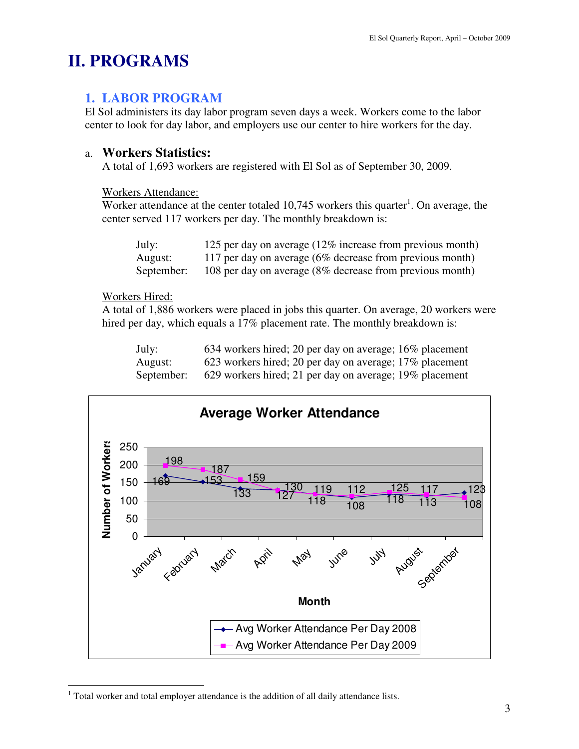# II. PROGRAMS

## 1. LABOR PROGRAM

El Sol administers its day labor program seven days a week. Workers come to the labor center to look for day labor, and employers use our center to hire workers for the day.

### a. Workers Statistics:

A total of 1,693 workers are registered with El Sol as of September 30, 2009.

Workers Attendance:

Worker attendance at the center totaled 10,745 workers this quarter[1]. On average, the center served 117 workers per day. The monthly breakdown is:

| | |
|---|---|
| July: | 125 per day on average (12% increase from previous month) |
| August: | 117 per day on average (6% decrease from previous month) |
| September: | 108 per day on average (8% decrease from previous month) |

Workers Hired:

A total of 1,886 workers were placed in jobs this quarter. On average, 20 workers were hired per day, which equals a 17% placement rate. The monthly breakdown is:

| | |
|---|---|
| July: | 634 workers hired; 20 per day on average; 16% placement |
| August: | 623 workers hired; 20 per day on average; 17% placement |
| September: | 629 workers hired; 21 per day on average; 19% placement |

**Average Worker Attendance**

| Month | Avg Worker Attendance Per Day 2008 | Avg Worker Attendance Per Day 2009 |
|---|---|---|
| January | 169 | 198 |
| February | 153 | 187 |
| March | 133 | 159 |
| April | 130 | 127 |
| May | 118 | 119 |
| June | 108 | 112 |
| July | 118 | 125 |
| August | 113 | 117 |
| September | 123 | 108 |

---

[1] Total worker and total employer attendance is the addition of all daily attendance lists.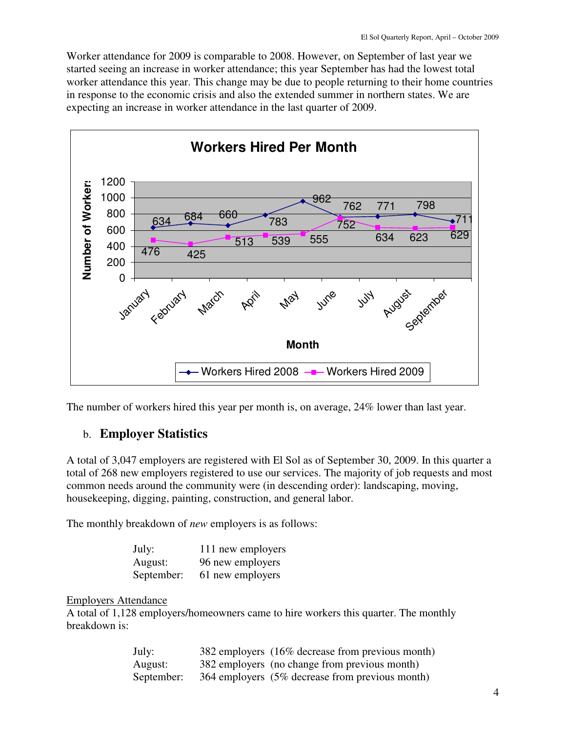Worker attendance for 2009 is comparable to 2008. However, on September of last year we started seeing an increase in worker attendance; this year September has had the lowest total worker attendance this year. This change may be due to people returning to their home countries in response to the economic crisis and also the extended summer in northern states. We are expecting an increase in worker attendance in the last quarter of 2009.

**Workers Hired Per Month**

| Month | Workers Hired 2008 | Workers Hired 2009 |
|---|---|---|
| January | 634 | 476 |
| February | 684 | 425 |
| March | 660 | 513 |
| April | 783 | 539 |
| May | 962 | 555 |
| June | 762 | 752 |
| July | 771 | 634 |
| August | 798 | 623 |
| September | 711 | 629 |

The number of workers hired this year per month is, on average, 24% lower than last year.

## b. Employer Statistics

A total of 3,047 employers are registered with El Sol as of September 30, 2009. In this quarter a total of 268 new employers registered to use our services. The majority of job requests and most common needs around the community were (in descending order): landscaping, moving, housekeeping, digging, painting, construction, and general labor.

The monthly breakdown of *new* employers is as follows:

- July: 111 new employers
- August: 96 new employers
- September: 61 new employers

Employers Attendance

A total of 1,128 employers/homeowners came to hire workers this quarter. The monthly breakdown is:

- July: 382 employers (16% decrease from previous month)
- August: 382 employers (no change from previous month)
- September: 364 employers (5% decrease from previous month)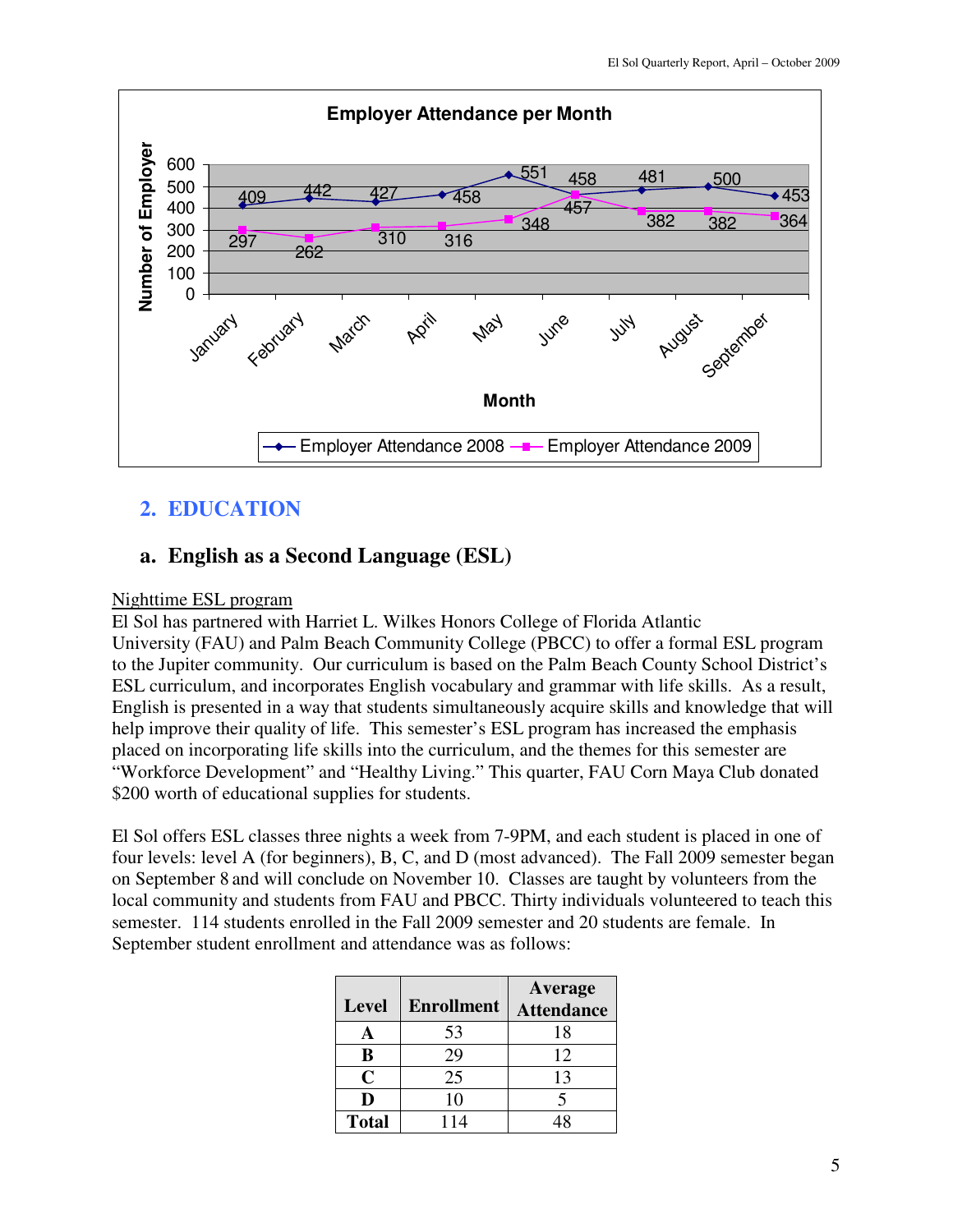## 2. EDUCATION

### a. English as a Second Language (ESL)

Nighttime ESL program

El Sol has partnered with Harriet L. Wilkes Honors College of Florida Atlantic University (FAU) and Palm Beach Community College (PBCC) to offer a formal ESL program to the Jupiter community. Our curriculum is based on the Palm Beach County School District's ESL curriculum, and incorporates English vocabulary and grammar with life skills. As a result, English is presented in a way that students simultaneously acquire skills and knowledge that will help improve their quality of life. This semester's ESL program has increased the emphasis placed on incorporating life skills into the curriculum, and the themes for this semester are "Workforce Development" and "Healthy Living." This quarter, FAU Corn Maya Club donated $200 worth of educational supplies for students.

El Sol offers ESL classes three nights a week from 7-9PM, and each student is placed in one of four levels: level A (for beginners), B, C, and D (most advanced). The Fall 2009 semester began on September 8 and will conclude on November 10. Classes are taught by volunteers from the local community and students from FAU and PBCC. Thirty individuals volunteered to teach this semester. 114 students enrolled in the Fall 2009 semester and 20 students are female. In September student enrollment and attendance was as follows:

| Level | Enrollment | Average Attendance |
|---|---|---|
| **A** | 53 | 18 |
| **B** | 29 | 12 |
| **C** | 25 | 13 |
| **D** | 10 | 5 |
| **Total** | 114 | 48 |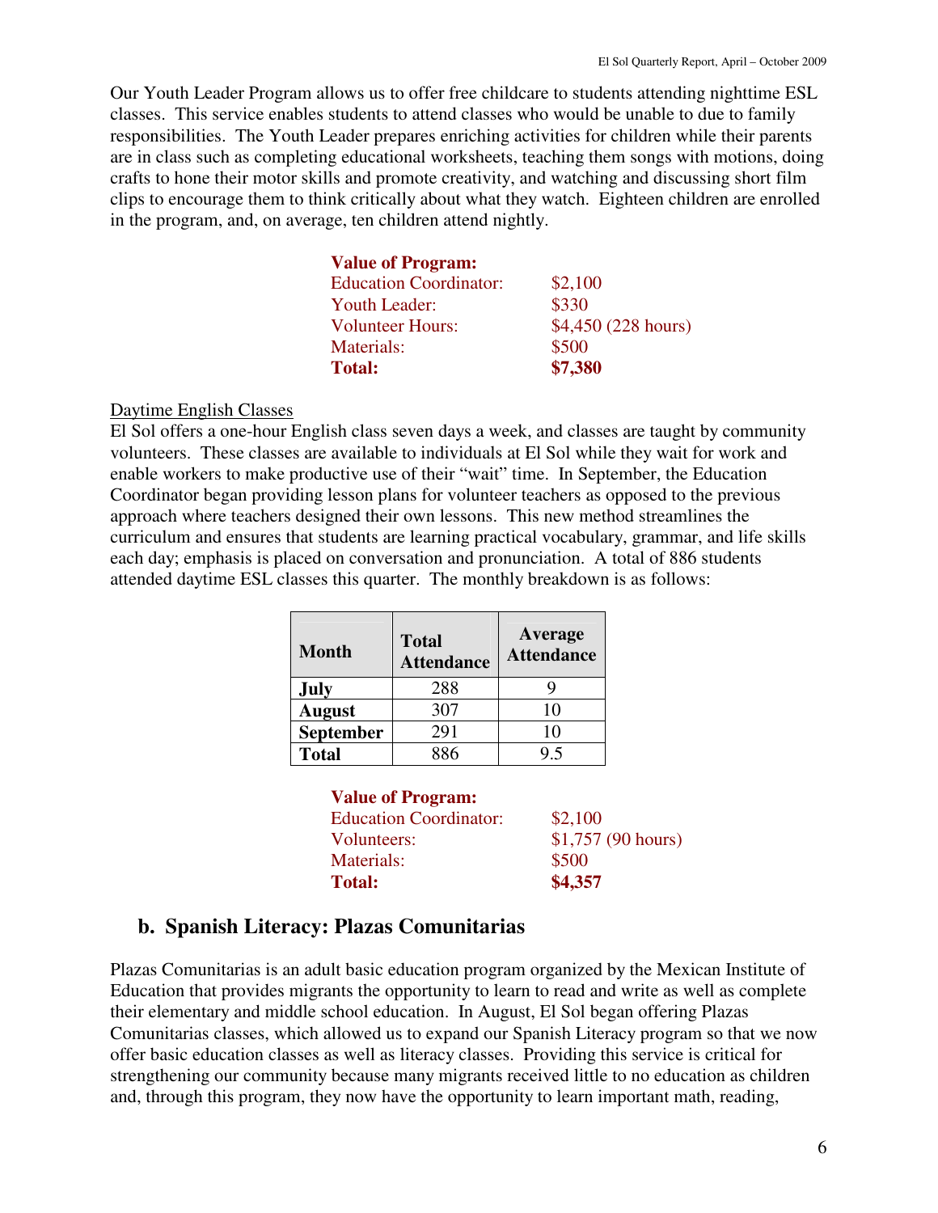Our Youth Leader Program allows us to offer free childcare to students attending nighttime ESL classes. This service enables students to attend classes who would be unable to due to family responsibilities. The Youth Leader prepares enriching activities for children while their parents are in class such as completing educational worksheets, teaching them songs with motions, doing crafts to hone their motor skills and promote creativity, and watching and discussing short film clips to encourage them to think critically about what they watch. Eighteen children are enrolled in the program, and, on average, ten children attend nightly.

**Value of Program:**

| | |
|---|---|
| Education Coordinator: | $2,100 |
| Youth Leader: | $330 |
| Volunteer Hours: | $4,450 (228 hours) |
| Materials: | $500 |
| **Total:** | **$7,380** |

<u>Daytime English Classes</u>

El Sol offers a one-hour English class seven days a week, and classes are taught by community volunteers. These classes are available to individuals at El Sol while they wait for work and enable workers to make productive use of their "wait" time. In September, the Education Coordinator began providing lesson plans for volunteer teachers as opposed to the previous approach where teachers designed their own lessons. This new method streamlines the curriculum and ensures that students are learning practical vocabulary, grammar, and life skills each day; emphasis is placed on conversation and pronunciation. A total of 886 students attended daytime ESL classes this quarter. The monthly breakdown is as follows:

| Month | Total Attendance | Average Attendance |
|---|---|---|
| **July** | 288 | 9 |
| **August** | 307 | 10 |
| **September** | 291 | 10 |
| **Total** | 886 | 9.5 |

**Value of Program:**

| | |
|---|---|
| Education Coordinator: | $2,100 |
| Volunteers: | $1,757 (90 hours) |
| Materials: | $500 |
| **Total:** | **$4,357** |

## b. Spanish Literacy: Plazas Comunitarias

Plazas Comunitarias is an adult basic education program organized by the Mexican Institute of Education that provides migrants the opportunity to learn to read and write as well as complete their elementary and middle school education. In August, El Sol began offering Plazas Comunitarias classes, which allowed us to expand our Spanish Literacy program so that we now offer basic education classes as well as literacy classes. Providing this service is critical for strengthening our community because many migrants received little to no education as children and, through this program, they now have the opportunity to learn important math, reading,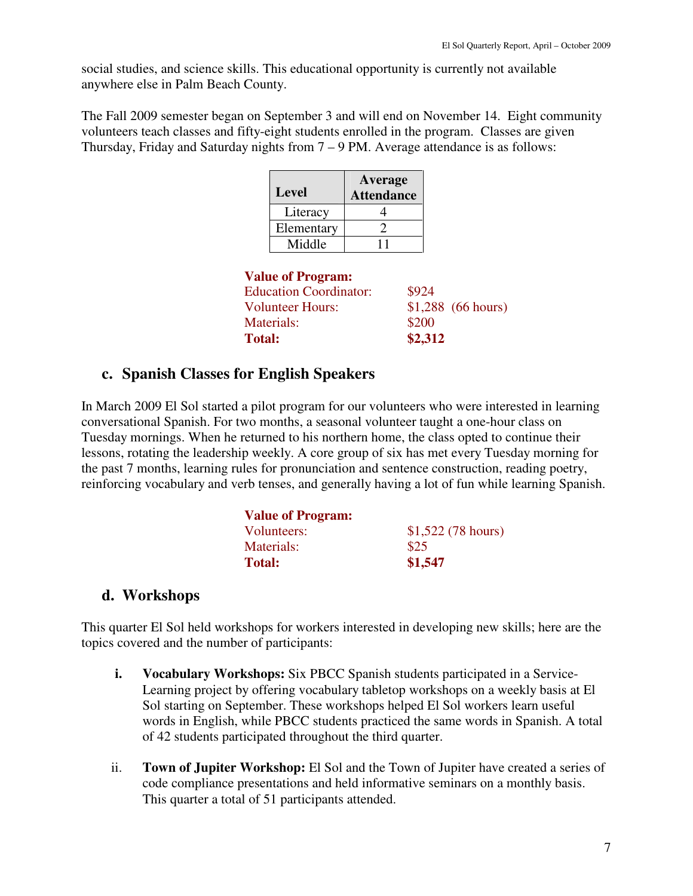social studies, and science skills. This educational opportunity is currently not available anywhere else in Palm Beach County.

The Fall 2009 semester began on September 3 and will end on November 14. Eight community volunteers teach classes and fifty-eight students enrolled in the program. Classes are given Thursday, Friday and Saturday nights from 7 – 9 PM. Average attendance is as follows:

| Level | Average Attendance |
|---|---|
| Literacy | 4 |
| Elementary | 2 |
| Middle | 11 |

**Value of Program:**

| | |
|---|---|
| Education Coordinator: | $924 |
| Volunteer Hours: | $1,288 (66 hours) |
| Materials: | $200 |
| **Total:** | **$2,312** |

## c. Spanish Classes for English Speakers

In March 2009 El Sol started a pilot program for our volunteers who were interested in learning conversational Spanish. For two months, a seasonal volunteer taught a one-hour class on Tuesday mornings. When he returned to his northern home, the class opted to continue their lessons, rotating the leadership weekly. A core group of six has met every Tuesday morning for the past 7 months, learning rules for pronunciation and sentence construction, reading poetry, reinforcing vocabulary and verb tenses, and generally having a lot of fun while learning Spanish.

**Value of Program:**

| | |
|---|---|
| Volunteers: | $1,522 (78 hours) |
| Materials: | $25 |
| **Total:** | **$1,547** |

## d. Workshops

This quarter El Sol held workshops for workers interested in developing new skills; here are the topics covered and the number of participants:

i. **Vocabulary Workshops:** Six PBCC Spanish students participated in a Service-Learning project by offering vocabulary tabletop workshops on a weekly basis at El Sol starting on September. These workshops helped El Sol workers learn useful words in English, while PBCC students practiced the same words in Spanish. A total of 42 students participated throughout the third quarter.

ii. **Town of Jupiter Workshop:** El Sol and the Town of Jupiter have created a series of code compliance presentations and held informative seminars on a monthly basis. This quarter a total of 51 participants attended.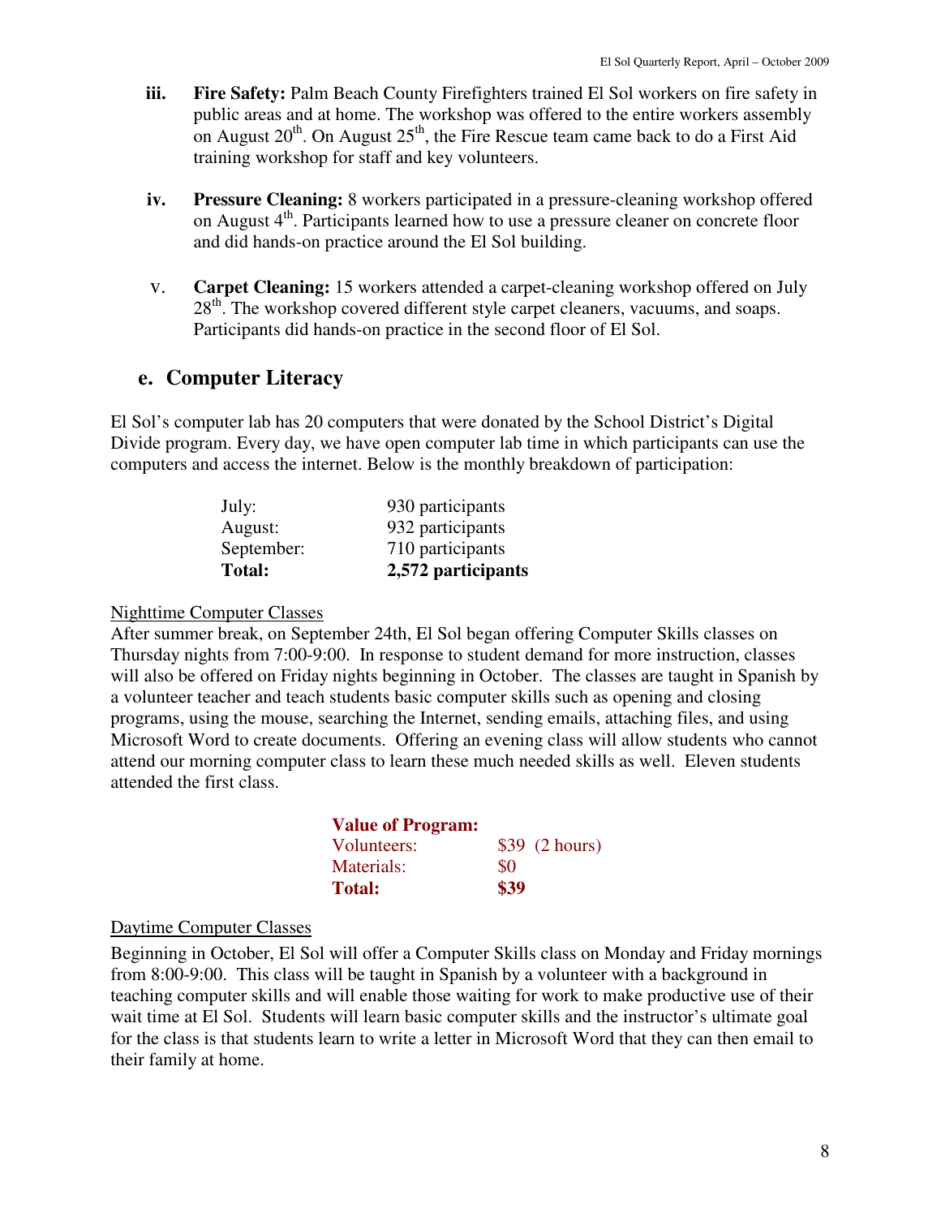iii. **Fire Safety:** Palm Beach County Firefighters trained El Sol workers on fire safety in public areas and at home. The workshop was offered to the entire workers assembly on August 20th. On August 25th, the Fire Rescue team came back to do a First Aid training workshop for staff and key volunteers.

iv. **Pressure Cleaning:** 8 workers participated in a pressure-cleaning workshop offered on August 4th. Participants learned how to use a pressure cleaner on concrete floor and did hands-on practice around the El Sol building.

v. **Carpet Cleaning:** 15 workers attended a carpet-cleaning workshop offered on July 28th. The workshop covered different style carpet cleaners, vacuums, and soaps. Participants did hands-on practice in the second floor of El Sol.

## e. Computer Literacy

El Sol's computer lab has 20 computers that were donated by the School District's Digital Divide program. Every day, we have open computer lab time in which participants can use the computers and access the internet. Below is the monthly breakdown of participation:

| | |
|---|---|
| July: | 930 participants |
| August: | 932 participants |
| September: | 710 participants |
| **Total:** | **2,572 participants** |

Nighttime Computer Classes

After summer break, on September 24th, El Sol began offering Computer Skills classes on Thursday nights from 7:00-9:00. In response to student demand for more instruction, classes will also be offered on Friday nights beginning in October. The classes are taught in Spanish by a volunteer teacher and teach students basic computer skills such as opening and closing programs, using the mouse, searching the Internet, sending emails, attaching files, and using Microsoft Word to create documents. Offering an evening class will allow students who cannot attend our morning computer class to learn these much needed skills as well. Eleven students attended the first class.

| **Value of Program:** | |
|---|---|
| Volunteers: | $39 (2 hours) |
| Materials: | $0 |
| **Total:** | **$39** |

Daytime Computer Classes

Beginning in October, El Sol will offer a Computer Skills class on Monday and Friday mornings from 8:00-9:00. This class will be taught in Spanish by a volunteer with a background in teaching computer skills and will enable those waiting for work to make productive use of their wait time at El Sol. Students will learn basic computer skills and the instructor's ultimate goal for the class is that students learn to write a letter in Microsoft Word that they can then email to their family at home.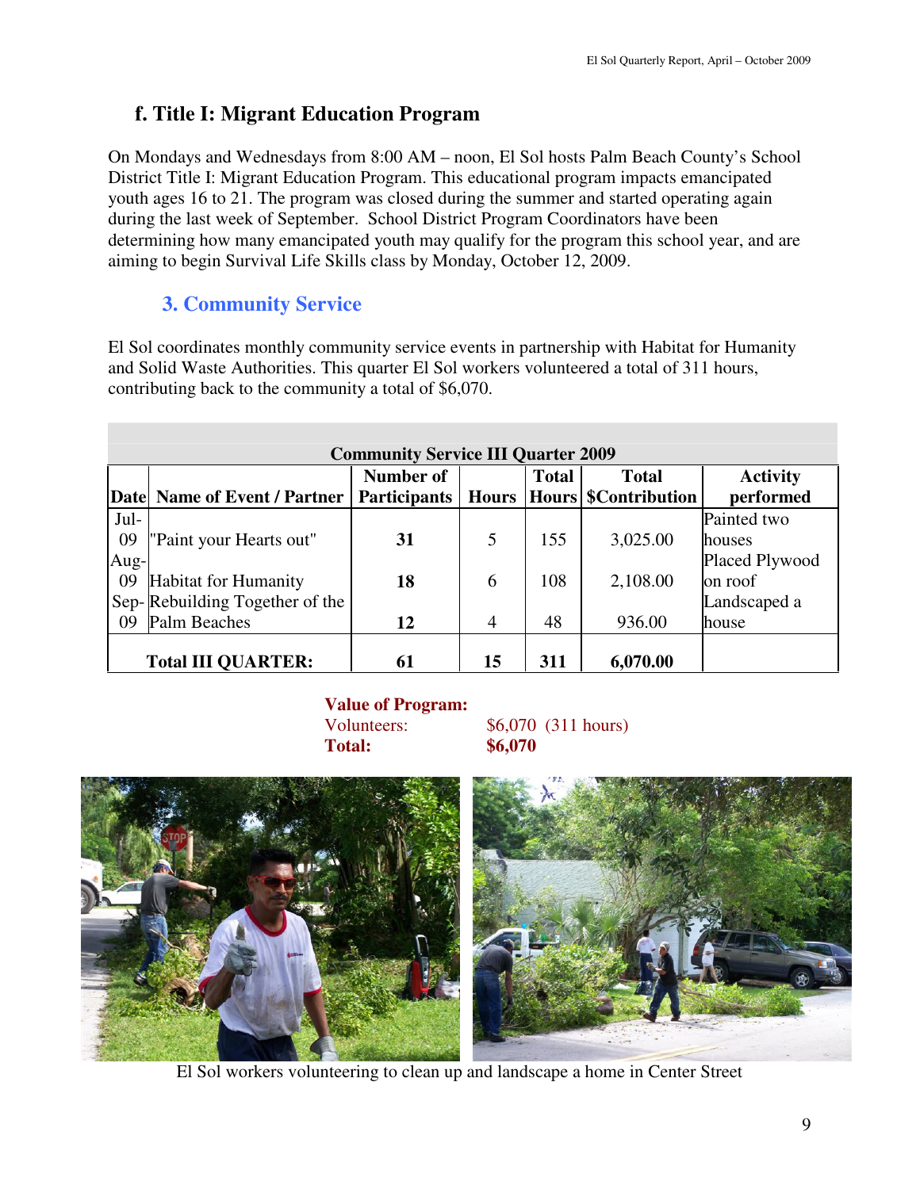### f. Title I: Migrant Education Program

On Mondays and Wednesdays from 8:00 AM – noon, El Sol hosts Palm Beach County's School District Title I: Migrant Education Program. This educational program impacts emancipated youth ages 16 to 21. The program was closed during the summer and started operating again during the last week of September. School District Program Coordinators have been determining how many emancipated youth may qualify for the program this school year, and are aiming to begin Survival Life Skills class by Monday, October 12, 2009.

## 3. Community Service

El Sol coordinates monthly community service events in partnership with Habitat for Humanity and Solid Waste Authorities. This quarter El Sol workers volunteered a total of 311 hours, contributing back to the community a total of $6,070.

**Community Service III Quarter 2009**

| Date | Name of Event / Partner | Number of Participants | Hours | Total Hours | Total $Contribution | Activity performed |
|---|---|---|---|---|---|---|
| Jul-09 | "Paint your Hearts out" | **31** | 5 | 155 | 3,025.00 | Painted two houses |
| Aug-09 | Habitat for Humanity | **18** | 6 | 108 | 2,108.00 | Placed Plywood on roof |
| Sep-09 | Rebuilding Together of the Palm Beaches | **12** | 4 | 48 | 936.00 | Landscaped a house |
| **Total III QUARTER:** | | **61** | **15** | **311** | **6,070.00** | |

**Value of Program:**
Volunteers: $6,070 (311 hours)
**Total: $6,070**

El Sol workers volunteering to clean up and landscape a home in Center Street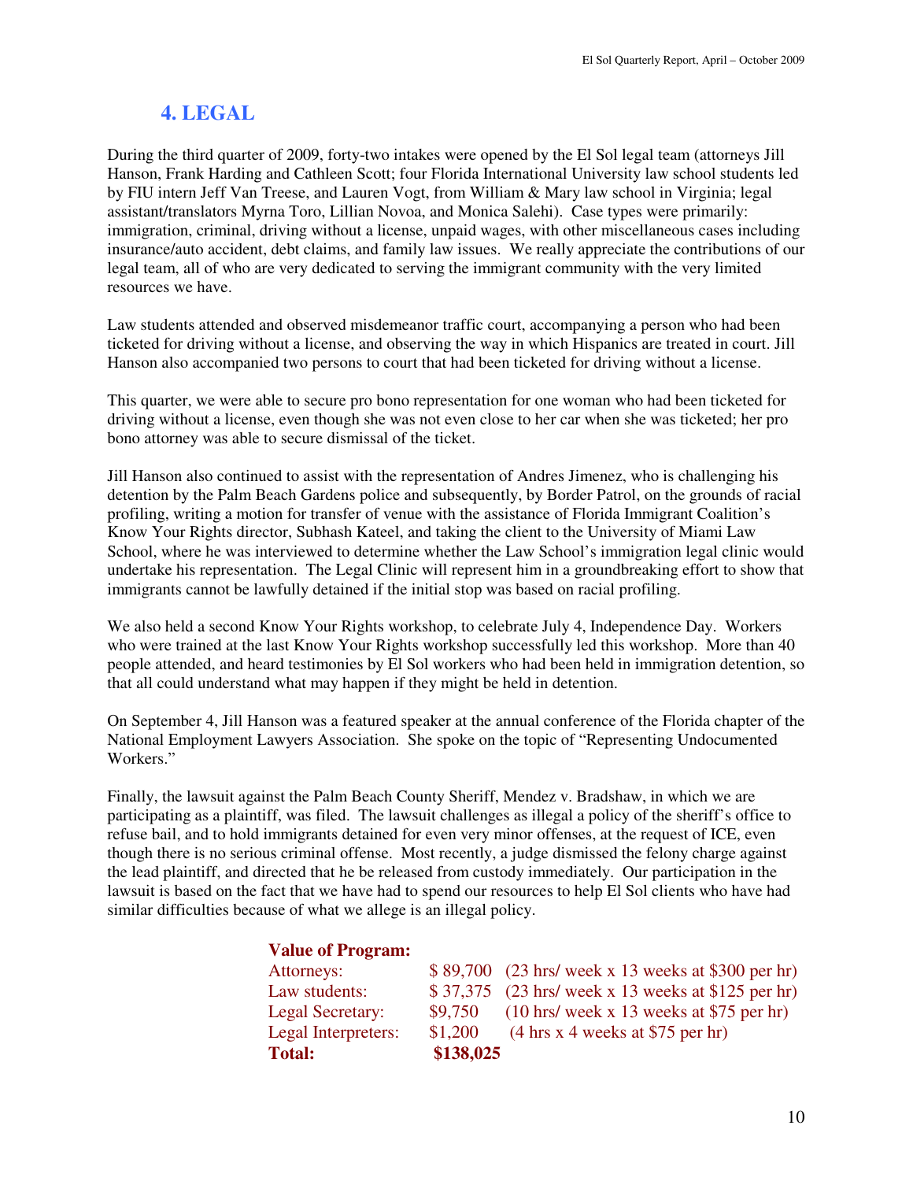## 4. LEGAL

During the third quarter of 2009, forty-two intakes were opened by the El Sol legal team (attorneys Jill Hanson, Frank Harding and Cathleen Scott; four Florida International University law school students led by FIU intern Jeff Van Treese, and Lauren Vogt, from William & Mary law school in Virginia; legal assistant/translators Myrna Toro, Lillian Novoa, and Monica Salehi). Case types were primarily: immigration, criminal, driving without a license, unpaid wages, with other miscellaneous cases including insurance/auto accident, debt claims, and family law issues. We really appreciate the contributions of our legal team, all of who are very dedicated to serving the immigrant community with the very limited resources we have.

Law students attended and observed misdemeanor traffic court, accompanying a person who had been ticketed for driving without a license, and observing the way in which Hispanics are treated in court. Jill Hanson also accompanied two persons to court that had been ticketed for driving without a license.

This quarter, we were able to secure pro bono representation for one woman who had been ticketed for driving without a license, even though she was not even close to her car when she was ticketed; her pro bono attorney was able to secure dismissal of the ticket.

Jill Hanson also continued to assist with the representation of Andres Jimenez, who is challenging his detention by the Palm Beach Gardens police and subsequently, by Border Patrol, on the grounds of racial profiling, writing a motion for transfer of venue with the assistance of Florida Immigrant Coalition's Know Your Rights director, Subhash Kateel, and taking the client to the University of Miami Law School, where he was interviewed to determine whether the Law School's immigration legal clinic would undertake his representation. The Legal Clinic will represent him in a groundbreaking effort to show that immigrants cannot be lawfully detained if the initial stop was based on racial profiling.

We also held a second Know Your Rights workshop, to celebrate July 4, Independence Day. Workers who were trained at the last Know Your Rights workshop successfully led this workshop. More than 40 people attended, and heard testimonies by El Sol workers who had been held in immigration detention, so that all could understand what may happen if they might be held in detention.

On September 4, Jill Hanson was a featured speaker at the annual conference of the Florida chapter of the National Employment Lawyers Association. She spoke on the topic of "Representing Undocumented Workers."

Finally, the lawsuit against the Palm Beach County Sheriff, Mendez v. Bradshaw, in which we are participating as a plaintiff, was filed. The lawsuit challenges as illegal a policy of the sheriff's office to refuse bail, and to hold immigrants detained for even very minor offenses, at the request of ICE, even though there is no serious criminal offense. Most recently, a judge dismissed the felony charge against the lead plaintiff, and directed that he be released from custody immediately. Our participation in the lawsuit is based on the fact that we have had to spend our resources to help El Sol clients who have had similar difficulties because of what we allege is an illegal policy.

**Value of Program:**

| | | |
|---|---|---|
| Attorneys: | $ 89,700 | (23 hrs/ week x 13 weeks at $300 per hr) |
| Law students: | $ 37,375 | (23 hrs/ week x 13 weeks at $125 per hr) |
| Legal Secretary: | $9,750 | (10 hrs/ week x 13 weeks at $75 per hr) |
| Legal Interpreters: | $1,200 | (4 hrs x 4 weeks at $75 per hr) |
| **Total:** | **$138,025** | |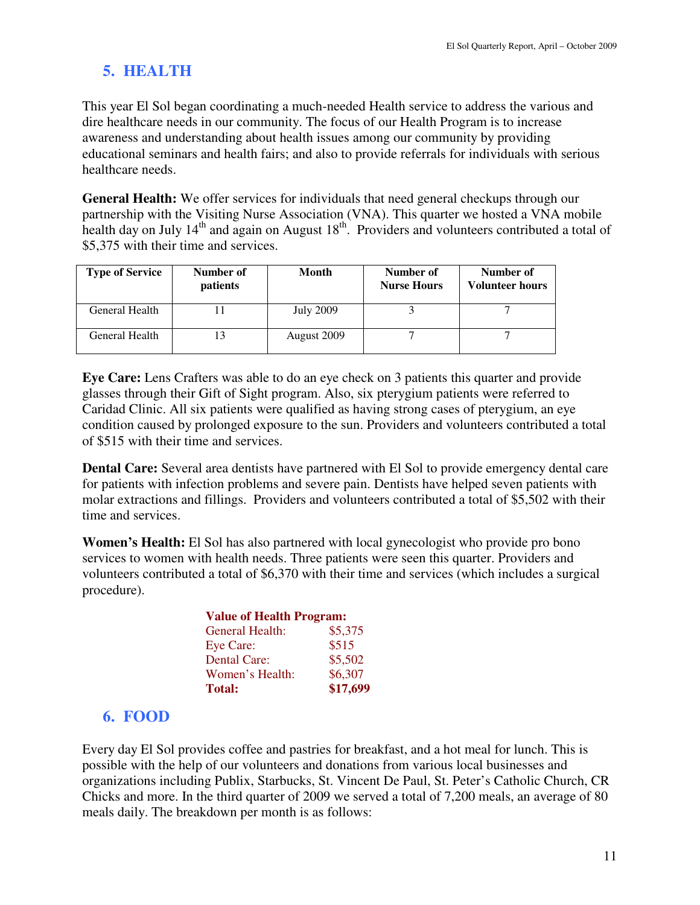## 5. HEALTH

This year El Sol began coordinating a much-needed Health service to address the various and dire healthcare needs in our community. The focus of our Health Program is to increase awareness and understanding about health issues among our community by providing educational seminars and health fairs; and also to provide referrals for individuals with serious healthcare needs.

**General Health:** We offer services for individuals that need general checkups through our partnership with the Visiting Nurse Association (VNA). This quarter we hosted a VNA mobile health day on July 14th and again on August 18th. Providers and volunteers contributed a total of $5,375 with their time and services.

| Type of Service | Number of patients | Month | Number of Nurse Hours | Number of Volunteer hours |
|---|---|---|---|---|
| General Health | 11 | July 2009 | 3 | 7 |
| General Health | 13 | August 2009 | 7 | 7 |

**Eye Care:** Lens Crafters was able to do an eye check on 3 patients this quarter and provide glasses through their Gift of Sight program. Also, six pterygium patients were referred to Caridad Clinic. All six patients were qualified as having strong cases of pterygium, an eye condition caused by prolonged exposure to the sun. Providers and volunteers contributed a total of $515 with their time and services.

**Dental Care:** Several area dentists have partnered with El Sol to provide emergency dental care for patients with infection problems and severe pain. Dentists have helped seven patients with molar extractions and fillings. Providers and volunteers contributed a total of $5,502 with their time and services.

**Women's Health:** El Sol has also partnered with local gynecologist who provide pro bono services to women with health needs. Three patients were seen this quarter. Providers and volunteers contributed a total of $6,370 with their time and services (which includes a surgical procedure).

**Value of Health Program:**

| | |
|---|---|
| General Health: | $5,375 |
| Eye Care: | $515 |
| Dental Care: | $5,502 |
| Women's Health: | $6,307 |
| **Total:** | **$17,699** |

## 6. FOOD

Every day El Sol provides coffee and pastries for breakfast, and a hot meal for lunch. This is possible with the help of our volunteers and donations from various local businesses and organizations including Publix, Starbucks, St. Vincent De Paul, St. Peter's Catholic Church, CR Chicks and more. In the third quarter of 2009 we served a total of 7,200 meals, an average of 80 meals daily. The breakdown per month is as follows: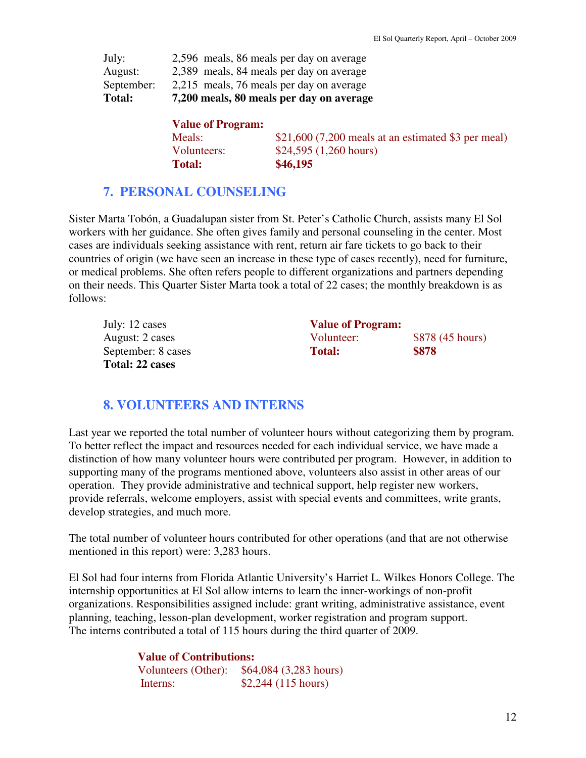| | |
|---|---|
| July: | 2,596 meals, 86 meals per day on average |
| August: | 2,389 meals, 84 meals per day on average |
| September: | 2,215 meals, 76 meals per day on average |
| **Total:** | **7,200 meals, 80 meals per day on average** |

**Value of Program:**

| | |
|---|---|
| Meals: | $21,600 (7,200 meals at an estimated $3 per meal) |
| Volunteers: | $24,595 (1,260 hours) |
| **Total:** | **$46,195** |

## 7. PERSONAL COUNSELING

Sister Marta Tobón, a Guadalupan sister from St. Peter's Catholic Church, assists many El Sol workers with her guidance. She often gives family and personal counseling in the center. Most cases are individuals seeking assistance with rent, return air fare tickets to go back to their countries of origin (we have seen an increase in these type of cases recently), need for furniture, or medical problems. She often refers people to different organizations and partners depending on their needs. This Quarter Sister Marta took a total of 22 cases; the monthly breakdown is as follows:

July: 12 cases
August: 2 cases
September: 8 cases
**Total: 22 cases**

**Value of Program:**

| | |
|---|---|
| Volunteer: | $878 (45 hours) |
| **Total:** | **$878** |

## 8. VOLUNTEERS AND INTERNS

Last year we reported the total number of volunteer hours without categorizing them by program. To better reflect the impact and resources needed for each individual service, we have made a distinction of how many volunteer hours were contributed per program. However, in addition to supporting many of the programs mentioned above, volunteers also assist in other areas of our operation. They provide administrative and technical support, help register new workers, provide referrals, welcome employers, assist with special events and committees, write grants, develop strategies, and much more.

The total number of volunteer hours contributed for other operations (and that are not otherwise mentioned in this report) were: 3,283 hours.

El Sol had four interns from Florida Atlantic University's Harriet L. Wilkes Honors College. The internship opportunities at El Sol allow interns to learn the inner-workings of non-profit organizations. Responsibilities assigned include: grant writing, administrative assistance, event planning, teaching, lesson-plan development, worker registration and program support.
The interns contributed a total of 115 hours during the third quarter of 2009.

**Value of Contributions:**

| | |
|---|---|
| Volunteers (Other): | $64,084 (3,283 hours) |
| Interns: | $2,244 (115 hours) |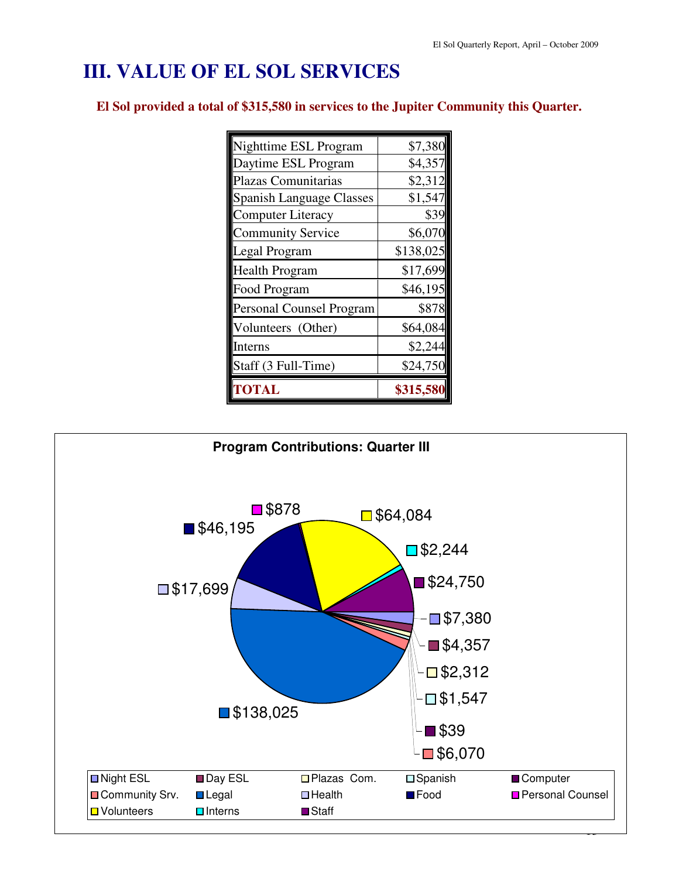# III. VALUE OF EL SOL SERVICES

**El Sol provided a total of $315,580 in services to the Jupiter Community this Quarter.**

| Program | Value |
|---|---|
| Nighttime ESL Program | $7,380 |
| Daytime ESL Program | $4,357 |
| Plazas Comunitarias | $2,312 |
| Spanish Language Classes | $1,547 |
| Computer Literacy | $39 |
| Community Service | $6,070 |
| Legal Program | $138,025 |
| Health Program | $17,699 |
| Food Program | $46,195 |
| Personal Counsel Program | $878 |
| Volunteers (Other) | $64,084 |
| Interns | $2,244 |
| Staff (3 Full-Time) | $24,750 |
| **TOTAL** | **$315,580** |

**Program Contributions: Quarter III**

| Program | Value |
|---|---|
| Night ESL | $7,380 |
| Day ESL | $4,357 |
| Plazas Com. | $2,312 |
| Spanish | $1,547 |
| Computer | $39 |
| Community Srv. | $6,070 |
| Legal | $138,025 |
| Health | $17,699 |
| Food | $46,195 |
| Personal Counsel | $878 |
| Volunteers | $64,084 |
| Interns | $2,244 |
| Staff | $24,750 |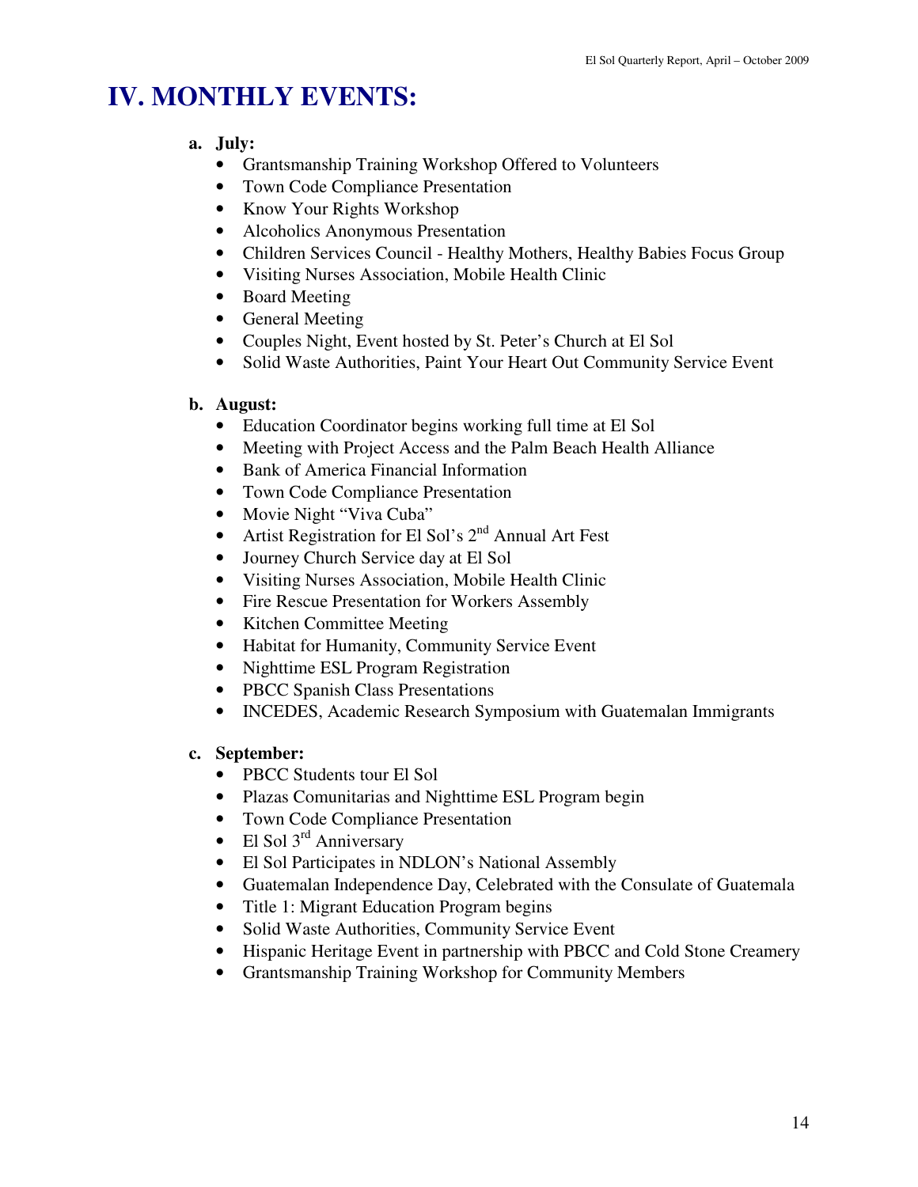# IV. MONTHLY EVENTS:

**a. July:**

- Grantsmanship Training Workshop Offered to Volunteers
- Town Code Compliance Presentation
- Know Your Rights Workshop
- Alcoholics Anonymous Presentation
- Children Services Council - Healthy Mothers, Healthy Babies Focus Group
- Visiting Nurses Association, Mobile Health Clinic
- Board Meeting
- General Meeting
- Couples Night, Event hosted by St. Peter's Church at El Sol
- Solid Waste Authorities, Paint Your Heart Out Community Service Event

**b. August:**

- Education Coordinator begins working full time at El Sol
- Meeting with Project Access and the Palm Beach Health Alliance
- Bank of America Financial Information
- Town Code Compliance Presentation
- Movie Night "Viva Cuba"
- Artist Registration for El Sol's 2nd Annual Art Fest
- Journey Church Service day at El Sol
- Visiting Nurses Association, Mobile Health Clinic
- Fire Rescue Presentation for Workers Assembly
- Kitchen Committee Meeting
- Habitat for Humanity, Community Service Event
- Nighttime ESL Program Registration
- PBCC Spanish Class Presentations
- INCEDES, Academic Research Symposium with Guatemalan Immigrants

**c. September:**

- PBCC Students tour El Sol
- Plazas Comunitarias and Nighttime ESL Program begin
- Town Code Compliance Presentation
- El Sol 3rd Anniversary
- El Sol Participates in NDLON's National Assembly
- Guatemalan Independence Day, Celebrated with the Consulate of Guatemala
- Title 1: Migrant Education Program begins
- Solid Waste Authorities, Community Service Event
- Hispanic Heritage Event in partnership with PBCC and Cold Stone Creamery
- Grantsmanship Training Workshop for Community Members